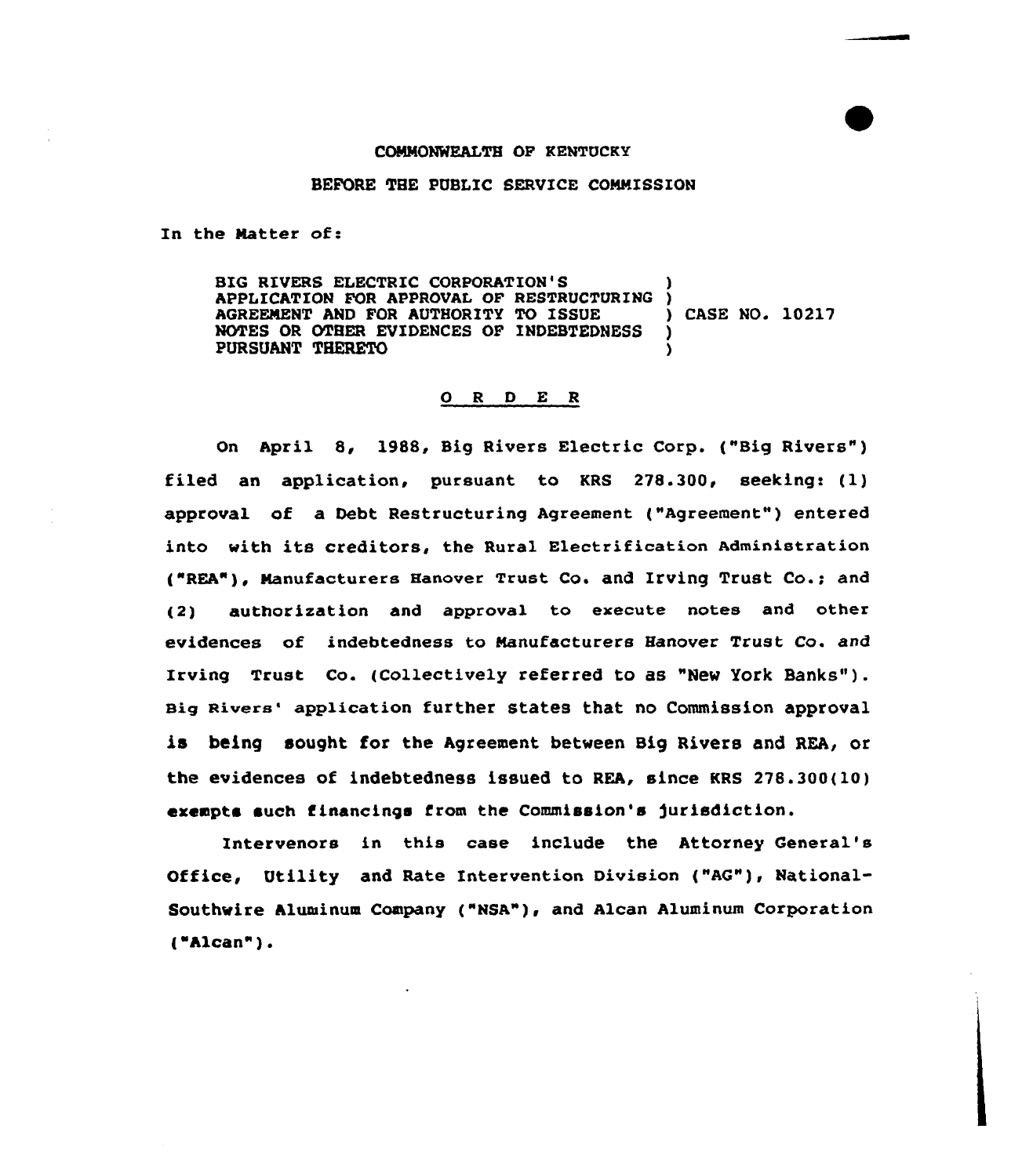COMMONWEALTH OF KENTUCKY

BEFORE THE PUBLIC SERVICE COMMISSION

In the Matter of:

BIG RIVERS ELECTRIC CORPORATION'S APPLICATION FOR APPROVAL OF RESTRUCTURING AGREEMENT AND FOR AUTHORITY TO ISSUE NOTES OR OTHER EVIDENCES OF INDEBTEDNESS PURSUANT THERETO ) CASE NO. 10217

O R D E R

On April 8, 1988, Big Rivers Electric Corp. ("Big Rivers") filed an application, pursuant to KRS 278.300, seeking: (1) approval of a Debt Restructuring Agreement ("Agreement") entered into with its creditors, the Rural Electrification Administration ("REA"), Manufacturers Hanover Trust Co. and Irving Trust Co.; and (2) authorization and approval to execute notes and other evidences of indebtedness to Manufacturers Hanover Trust Co. and Irving Trust Co. (Collectively referred to as "New York Banks"). Big Rivers' application further states that no Commission approval is being sought for the Agreement between Big Rivers and REA, or the evidences of indebtedness issued to REA, since KRS 278.300(10) exempts such financings from the Commission's jurisdiction.

Intervenors in this case include the Attorney General's Office, Utility and Rate Intervention Division ("AG"), National-Southwire Aluminum Company ("NSA"), and Alcan Aluminum Corporation ("Alcan").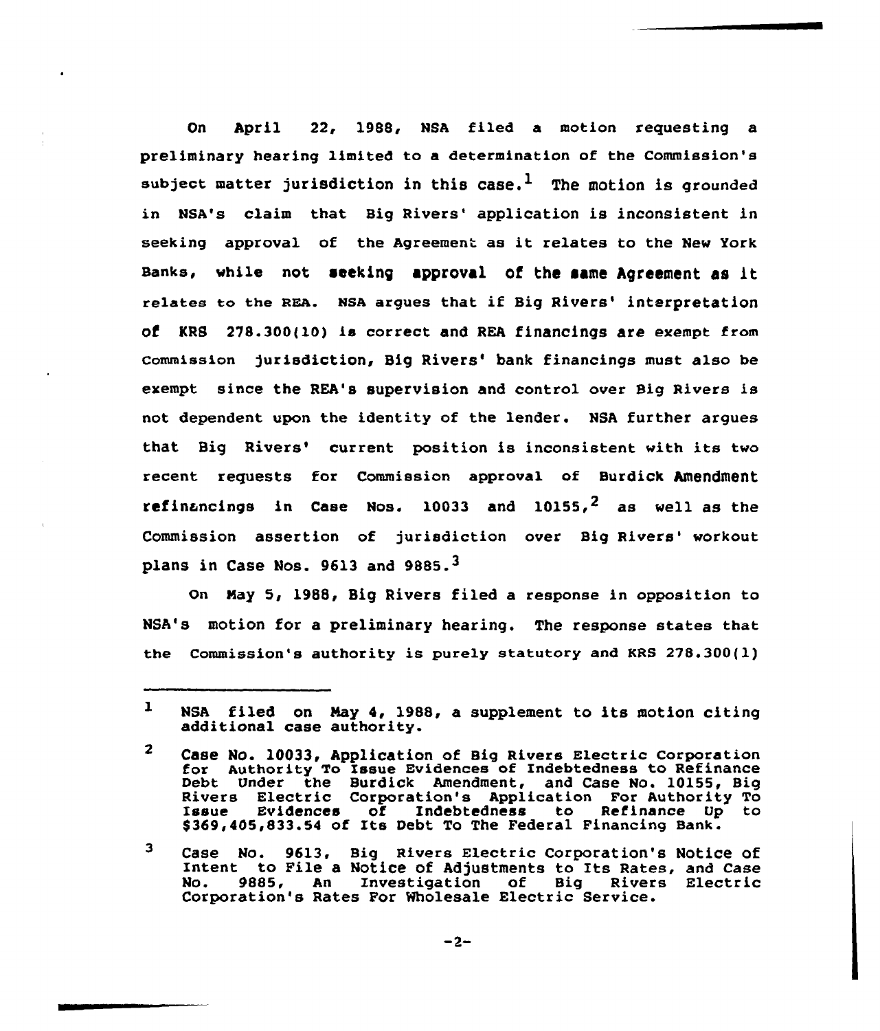On April 22, 1988, NSA filed a motion requesting a preliminary hearing limited to a determination of the Commission's subject matter jurisdiction in this case.[1] The motion is grounded in NSA's claim that Big Rivers' application is inconsistent in seeking approval of the Agreement as it relates to the New York Banks, while not seeking approval of the same Agreement as it relates to the REA. NSA argues that if Big Rivers' interpretation of KRS 278.300(10) is correct and REA financings are exempt from Commission jurisdiction, Big Rivers' bank financings must also be exempt since the REA's supervision and control over Big Rivers is not dependent upon the identity of the lender. NSA further argues that Big Rivers' current position is inconsistent with its two recent requests for Commission approval of Burdick Amendment refinancings in Case Nos. 10033 and 10155,[2] as well as the Commission assertion of jurisdiction over Big Rivers' workout plans in Case Nos. 9613 and 9885.[3]

On May 5, 1988, Big Rivers filed a response in opposition to NSA's motion for a preliminary hearing. The response states that the Commission's authority is purely statutory and KRS 278.300(1)

---

[1] NSA filed on May 4, 1988, a supplement to its motion citing additional case authority.

[2] Case No. 10033, Application of Big Rivers Electric Corporation for Authority To Issue Evidences of Indebtedness to Refinance Debt Under the Burdick Amendment, and Case No. 10155, Big Rivers Electric Corporation's Application For Authority To Issue Evidences of Indebtedness to Refinance Up to $369,405,833.54 of Its Debt To The Federal Financing Bank.

[3] Case No. 9613, Big Rivers Electric Corporation's Notice of Intent to File a Notice of Adjustments to Its Rates, and Case No. 9885, An Investigation of Big Rivers Electric Corporation's Rates For Wholesale Electric Service.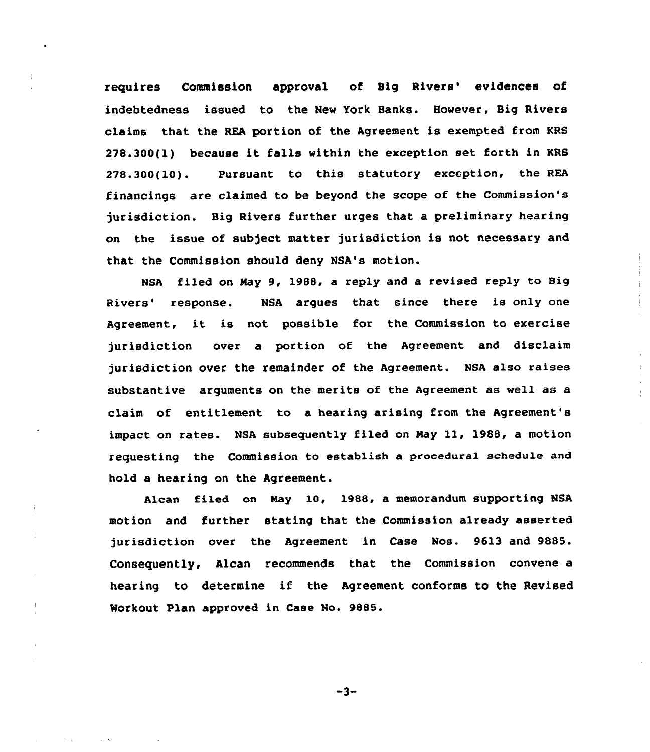requires Commission approval of Big Rivers' evidences of indebtedness issued to the New York Banks. However, Big Rivers claims that the REA portion of the Agreement is exempted from KRS 278.300(1) because it falls within the exception set forth in KRS 278.300(10). Pursuant to this statutory exception, the REA financings are claimed to be beyond the scope of the Commission's jurisdiction. Big Rivers further urges that a preliminary hearing on the issue of subject matter jurisdiction is not necessary and that the Commission should deny NSA's motion.

NSA filed on May 9, 1988, a reply and a revised reply to Big Rivers' response. NSA argues that since there is only one Agreement, it is not possible for the Commission to exercise jurisdiction over a portion of the Agreement and disclaim jurisdiction over the remainder of the Agreement. NSA also raises substantive arguments on the merits of the Agreement as well as a claim of entitlement to a hearing arising from the Agreement's impact on rates. NSA subsequently filed on May 11, 1988, a motion requesting the Commission to establish a procedural schedule and hold a hearing on the Agreement.

Alcan filed on May 10, 1988, a memorandum supporting NSA motion and further stating that the Commission already asserted jurisdiction over the Agreement in Case Nos. 9613 and 9885. Consequently, Alcan recommends that the Commission convene a hearing to determine if the Agreement conforms to the Revised Workout Plan approved in Case No. 9885.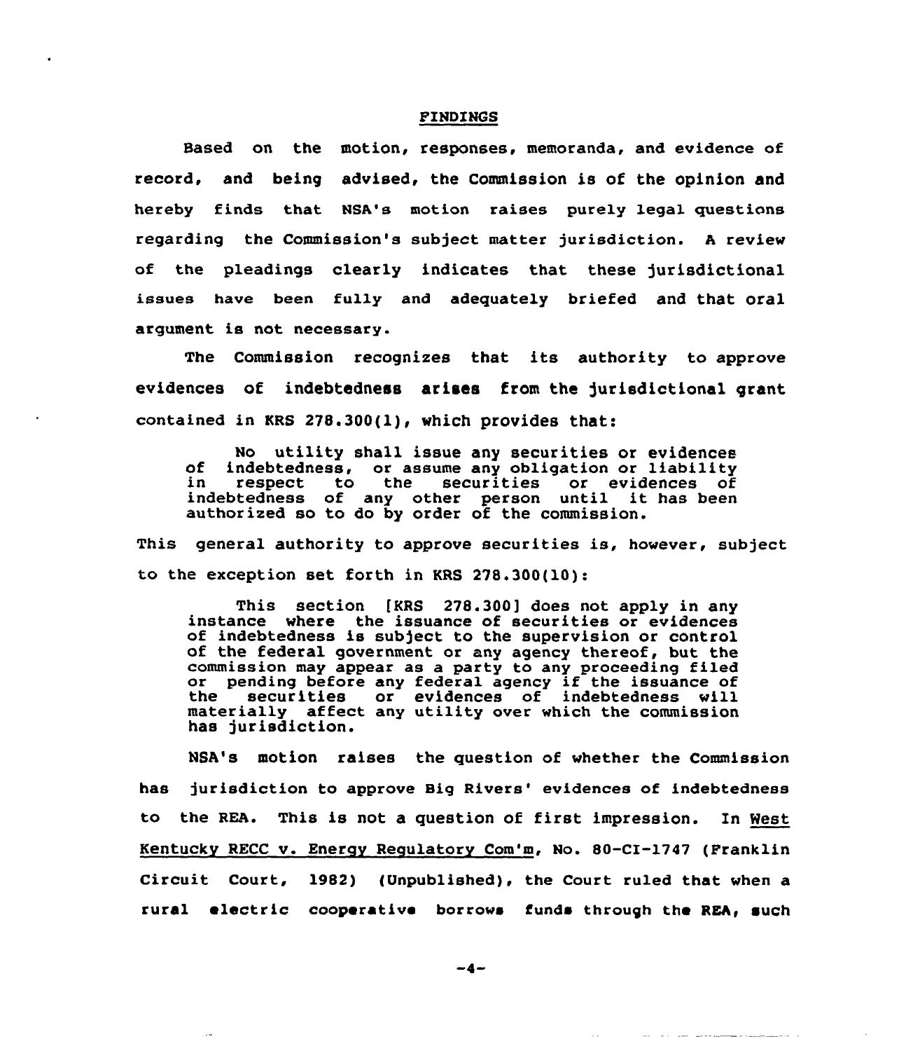## FINDINGS

Based on the motion, responses, memoranda, and evidence of record, and being advised, the Commission is of the opinion and hereby finds that NSA's motion raises purely legal questions regarding the Commission's subject matter jurisdiction. A review of the pleadings clearly indicates that these jurisdictional issues have been fully and adequately briefed and that oral argument is not necessary.

The Commission recognizes that its authority to approve evidences of indebtedness arises from the jurisdictional grant contained in KRS 278.300(1), which provides that:

> No utility shall issue any securities or evidences of indebtedness, or assume any obligation or liability in respect to the securities or evidences of indebtedness of any other person until it has been authorized so to do by order of the commission.

This general authority to approve securities is, however, subject to the exception set forth in KRS 278.300(10):

> This section [KRS 278.300] does not apply in any instance where the issuance of securities or evidences of indebtedness is subject to the supervision or control of the federal government or any agency thereof, but the commission may appear as a party to any proceeding filed or pending before any federal agency if the issuance of the securities or evidences of indebtedness will materially affect any utility over which the commission has jurisdiction.

NSA's motion raises the question of whether the Commission has jurisdiction to approve Big Rivers' evidences of indebtedness to the REA. This is not a question of first impression. In <u>West Kentucky RECC v. Energy Regulatory Com'm</u>, No. 80-CI-1747 (Franklin Circuit Court, 1982) (Unpublished), the Court ruled that when a rural electric cooperative borrows funds through the REA, such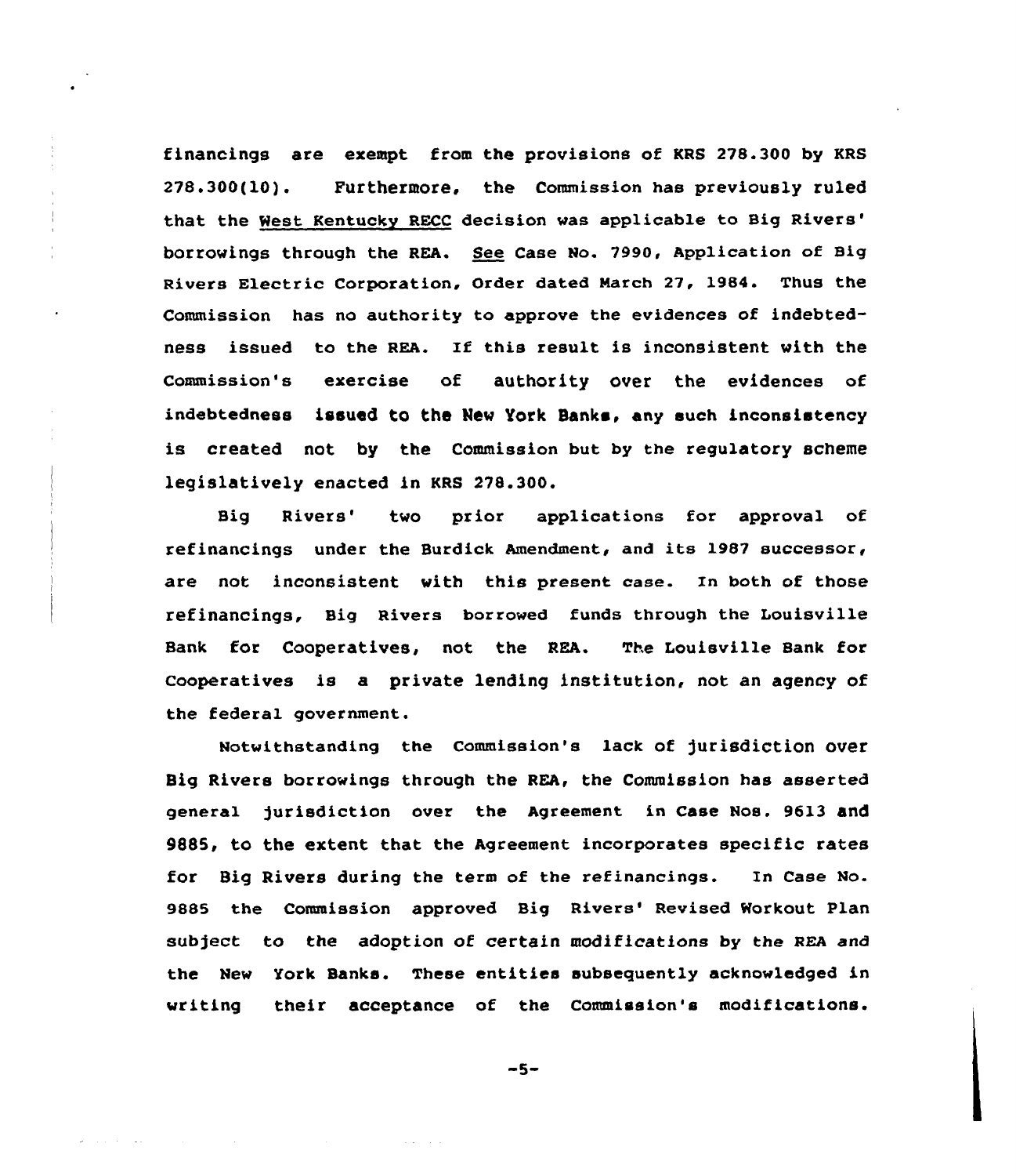financings are exempt from the provisions of KRS 278.300 by KRS 278.300(10). Furthermore, the Commission has previously ruled that the West Kentucky RECC decision was applicable to Big Rivers' borrowings through the REA. *See* Case No. 7990, Application of Big Rivers Electric Corporation, Order dated March 27, 1984. Thus the Commission has no authority to approve the evidences of indebtedness issued to the REA. If this result is inconsistent with the Commission's exercise of authority over the evidences of indebtedness issued to the New York Banks, any such inconsistency is created not by the Commission but by the regulatory scheme legislatively enacted in KRS 278.300.

Big Rivers' two prior applications for approval of refinancings under the Burdick Amendment, and its 1987 successor, are not inconsistent with this present case. In both of those refinancings, Big Rivers borrowed funds through the Louisville Bank for Cooperatives, not the REA. The Louisville Bank for Cooperatives is a private lending institution, not an agency of the federal government.

Notwithstanding the Commission's lack of jurisdiction over Big Rivers borrowings through the REA, the Commission has asserted general jurisdiction over the Agreement in Case Nos. 9613 and 9885, to the extent that the Agreement incorporates specific rates for Big Rivers during the term of the refinancings. In Case No. 9885 the Commission approved Big Rivers' Revised Workout Plan subject to the adoption of certain modifications by the REA and the New York Banks. These entities subsequently acknowledged in writing their acceptance of the Commission's modifications.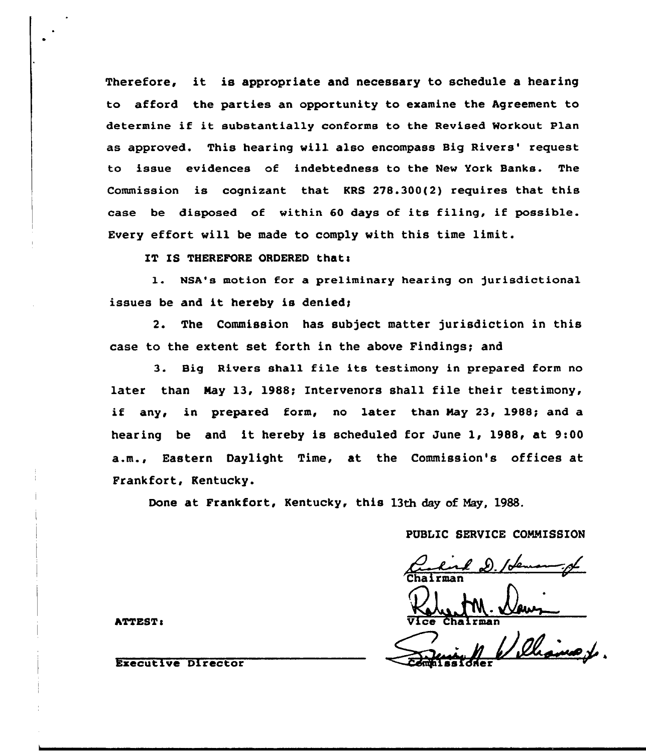Therefore, it is appropriate and necessary to schedule a hearing to afford the parties an opportunity to examine the Agreement to determine if it substantially conforms to the Revised Workout Plan as approved. This hearing will also encompass Big Rivers' request to issue evidences of indebtedness to the New York Banks. The Commission is cognizant that KRS 278.300(2) requires that this case be disposed of within 60 days of its filing, if possible. Every effort will be made to comply with this time limit.

IT IS THEREFORE ORDERED that:

1. NSA's motion for a preliminary hearing on jurisdictional issues be and it hereby is denied;

2. The Commission has subject matter jurisdiction in this case to the extent set forth in the above Findings; and

3. Big Rivers shall file its testimony in prepared form no later than May 13, 1988; Intervenors shall file their testimony, if any, in prepared form, no later than May 23, 1988; and a hearing be and it hereby is scheduled for June 1, 1988, at 9:00 a.m., Eastern Daylight Time, at the Commission's offices at Frankfort, Kentucky.

Done at Frankfort, Kentucky, this 13th day of May, 1988.

PUBLIC SERVICE COMMISSION

Chairman

Vice Chairman

Commissioner

ATTEST:

Executive Director